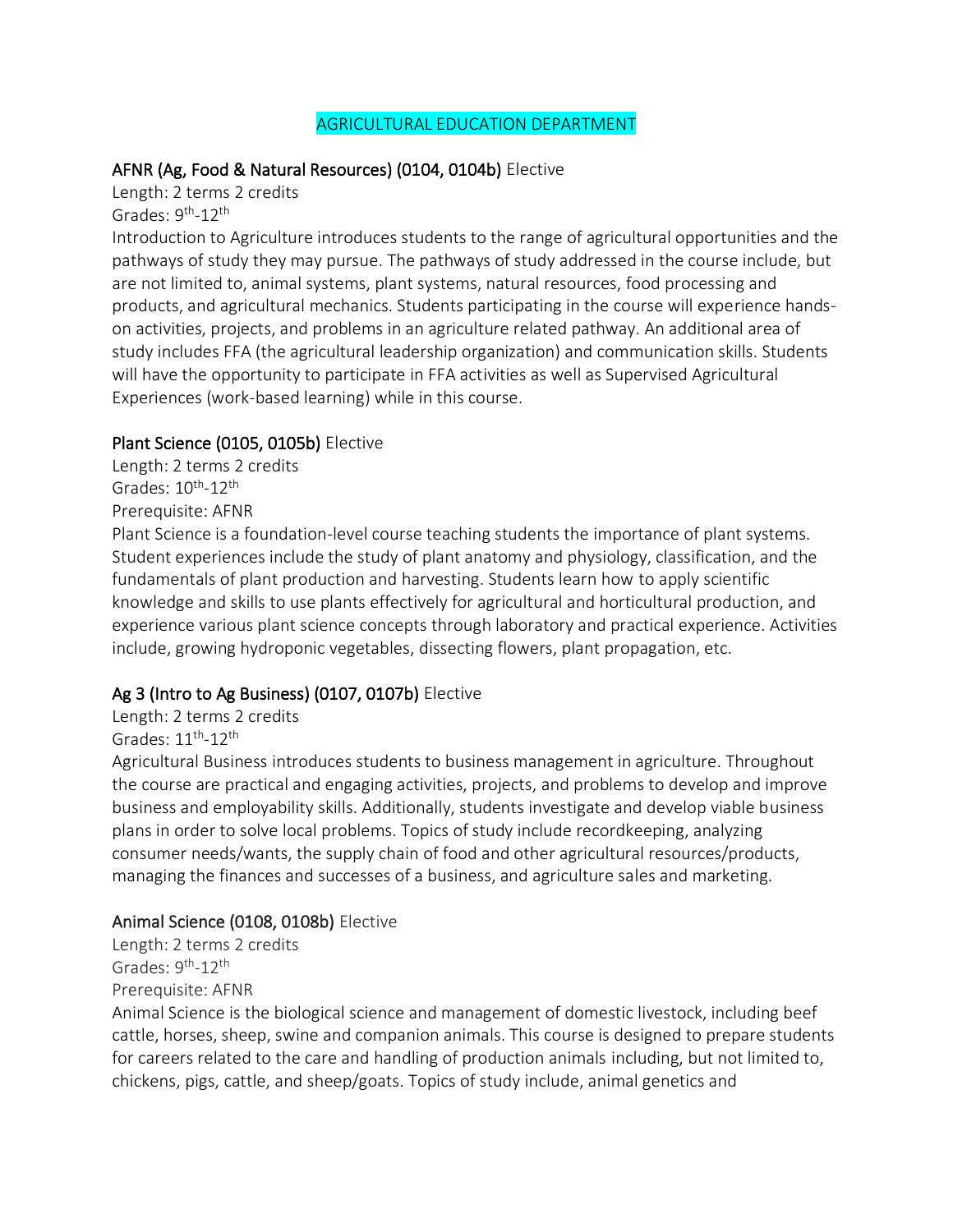# AGRICULTURAL EDUCATION DEPARTMENT

**AFNR (Ag, Food & Natural Resources) (0104, 0104b)** Elective

Length: 2 terms 2 credits

Grades: 9th-12th

Introduction to Agriculture introduces students to the range of agricultural opportunities and the pathways of study they may pursue. The pathways of study addressed in the course include, but are not limited to, animal systems, plant systems, natural resources, food processing and products, and agricultural mechanics. Students participating in the course will experience hands-on activities, projects, and problems in an agriculture related pathway. An additional area of study includes FFA (the agricultural leadership organization) and communication skills. Students will have the opportunity to participate in FFA activities as well as Supervised Agricultural Experiences (work-based learning) while in this course.

**Plant Science (0105, 0105b)** Elective

Length: 2 terms 2 credits

Grades: 10th-12th

Prerequisite: AFNR

Plant Science is a foundation-level course teaching students the importance of plant systems. Student experiences include the study of plant anatomy and physiology, classification, and the fundamentals of plant production and harvesting. Students learn how to apply scientific knowledge and skills to use plants effectively for agricultural and horticultural production, and experience various plant science concepts through laboratory and practical experience. Activities include, growing hydroponic vegetables, dissecting flowers, plant propagation, etc.

**Ag 3 (Intro to Ag Business) (0107, 0107b)** Elective

Length: 2 terms 2 credits

Grades: 11th-12th

Agricultural Business introduces students to business management in agriculture. Throughout the course are practical and engaging activities, projects, and problems to develop and improve business and employability skills. Additionally, students investigate and develop viable business plans in order to solve local problems. Topics of study include recordkeeping, analyzing consumer needs/wants, the supply chain of food and other agricultural resources/products, managing the finances and successes of a business, and agriculture sales and marketing.

**Animal Science (0108, 0108b)** Elective

Length: 2 terms 2 credits

Grades: 9th-12th

Prerequisite: AFNR

Animal Science is the biological science and management of domestic livestock, including beef cattle, horses, sheep, swine and companion animals. This course is designed to prepare students for careers related to the care and handling of production animals including, but not limited to, chickens, pigs, cattle, and sheep/goats. Topics of study include, animal genetics and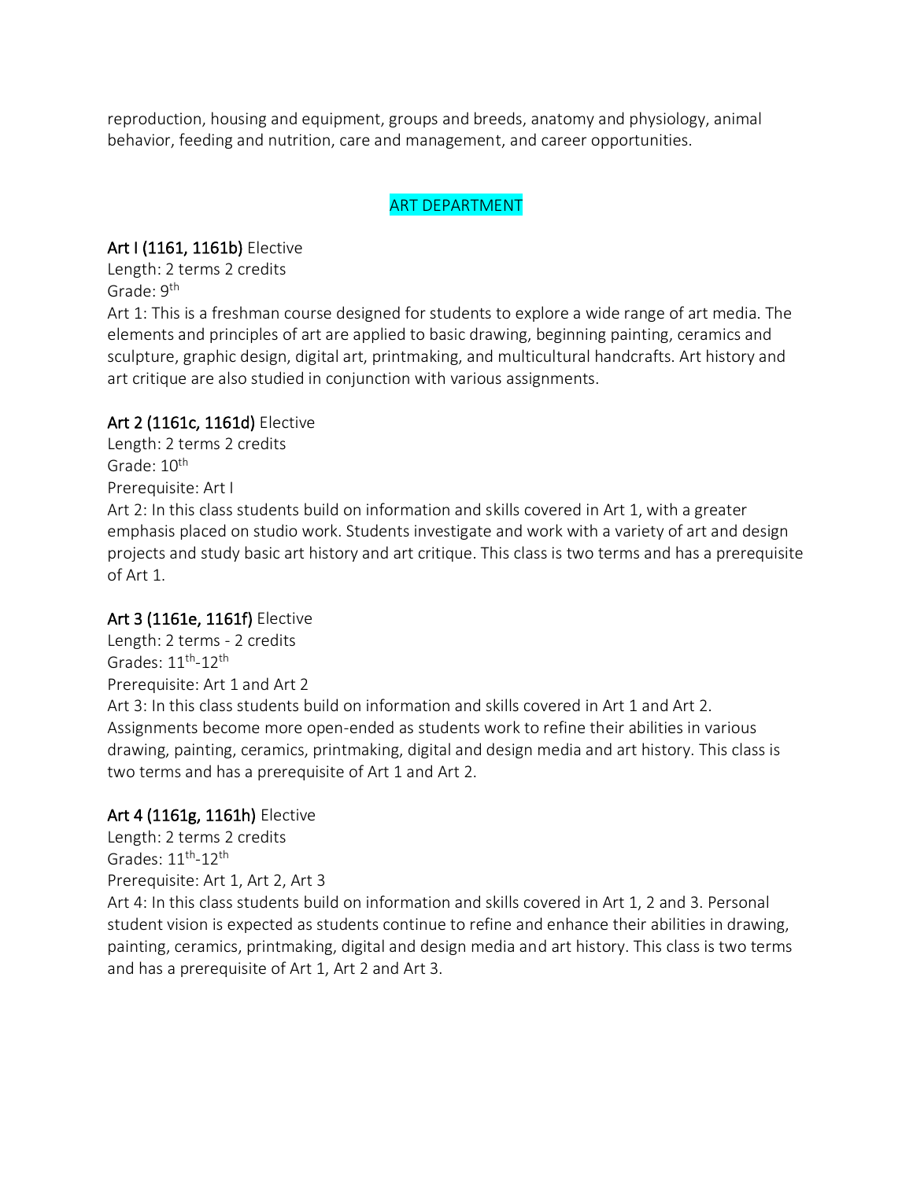reproduction, housing and equipment, groups and breeds, anatomy and physiology, animal behavior, feeding and nutrition, care and management, and career opportunities.

## ART DEPARTMENT

### Art I (1161, 1161b) Elective

Length: 2 terms 2 credits
Grade: 9th
Art 1: This is a freshman course designed for students to explore a wide range of art media. The elements and principles of art are applied to basic drawing, beginning painting, ceramics and sculpture, graphic design, digital art, printmaking, and multicultural handcrafts. Art history and art critique are also studied in conjunction with various assignments.

### Art 2 (1161c, 1161d) Elective

Length: 2 terms 2 credits
Grade: 10th
Prerequisite: Art I
Art 2: In this class students build on information and skills covered in Art 1, with a greater emphasis placed on studio work. Students investigate and work with a variety of art and design projects and study basic art history and art critique. This class is two terms and has a prerequisite of Art 1.

### Art 3 (1161e, 1161f) Elective

Length: 2 terms - 2 credits
Grades: 11th-12th
Prerequisite: Art 1 and Art 2
Art 3: In this class students build on information and skills covered in Art 1 and Art 2. Assignments become more open-ended as students work to refine their abilities in various drawing, painting, ceramics, printmaking, digital and design media and art history. This class is two terms and has a prerequisite of Art 1 and Art 2.

### Art 4 (1161g, 1161h) Elective

Length: 2 terms 2 credits
Grades: 11th-12th
Prerequisite: Art 1, Art 2, Art 3
Art 4: In this class students build on information and skills covered in Art 1, 2 and 3. Personal student vision is expected as students continue to refine and enhance their abilities in drawing, painting, ceramics, printmaking, digital and design media and art history. This class is two terms and has a prerequisite of Art 1, Art 2 and Art 3.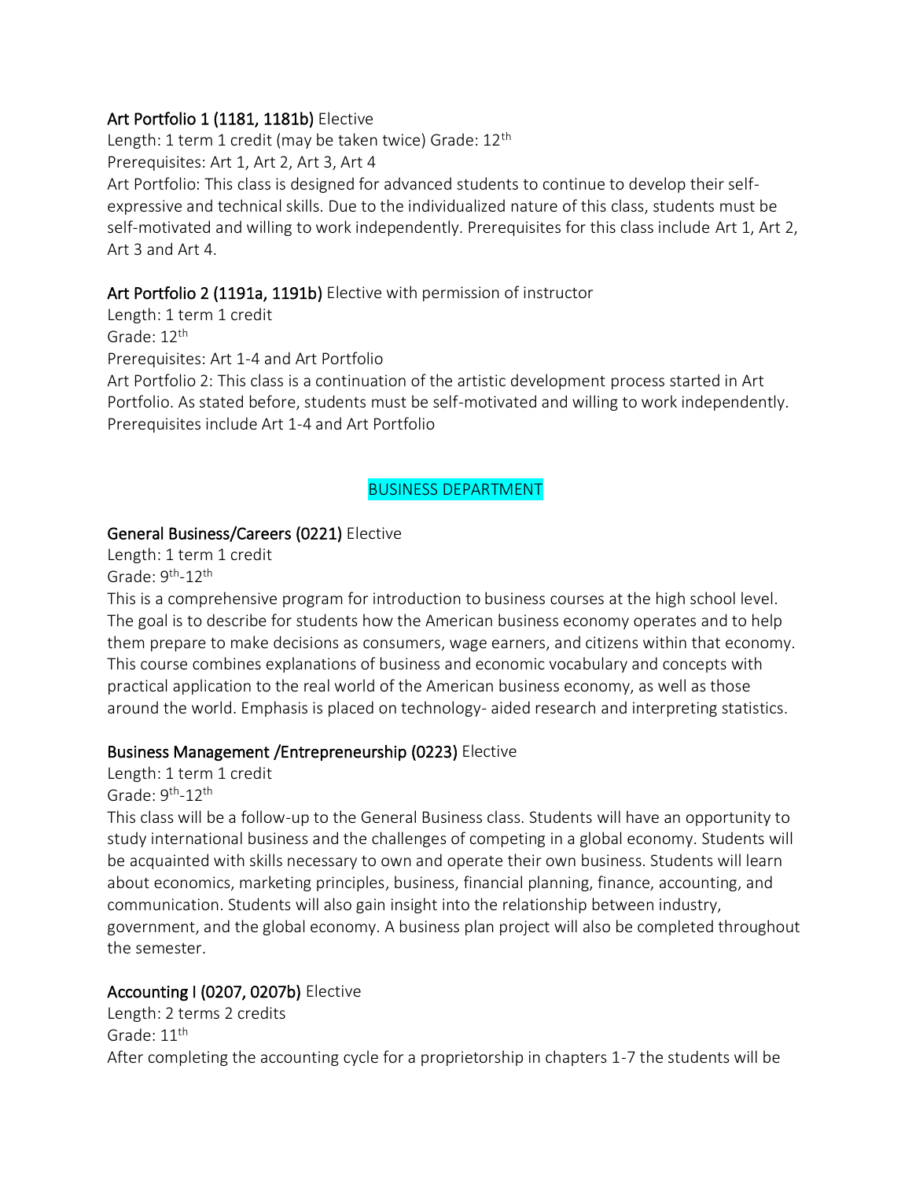### Art Portfolio 1 (1181, 1181b) Elective

Length: 1 term 1 credit (may be taken twice) Grade: 12th

Prerequisites: Art 1, Art 2, Art 3, Art 4

Art Portfolio: This class is designed for advanced students to continue to develop their self-expressive and technical skills. Due to the individualized nature of this class, students must be self-motivated and willing to work independently. Prerequisites for this class include Art 1, Art 2, Art 3 and Art 4.

### Art Portfolio 2 (1191a, 1191b) Elective with permission of instructor

Length: 1 term 1 credit

Grade: 12th

Prerequisites: Art 1-4 and Art Portfolio

Art Portfolio 2: This class is a continuation of the artistic development process started in Art Portfolio. As stated before, students must be self-motivated and willing to work independently. Prerequisites include Art 1-4 and Art Portfolio

## BUSINESS DEPARTMENT

### General Business/Careers (0221) Elective

Length: 1 term 1 credit

Grade: 9th-12th

This is a comprehensive program for introduction to business courses at the high school level. The goal is to describe for students how the American business economy operates and to help them prepare to make decisions as consumers, wage earners, and citizens within that economy. This course combines explanations of business and economic vocabulary and concepts with practical application to the real world of the American business economy, as well as those around the world. Emphasis is placed on technology- aided research and interpreting statistics.

### Business Management /Entrepreneurship (0223) Elective

Length: 1 term 1 credit

Grade: 9th-12th

This class will be a follow-up to the General Business class. Students will have an opportunity to study international business and the challenges of competing in a global economy. Students will be acquainted with skills necessary to own and operate their own business. Students will learn about economics, marketing principles, business, financial planning, finance, accounting, and communication. Students will also gain insight into the relationship between industry, government, and the global economy. A business plan project will also be completed throughout the semester.

### Accounting I (0207, 0207b) Elective

Length: 2 terms 2 credits

Grade: 11th

After completing the accounting cycle for a proprietorship in chapters 1-7 the students will be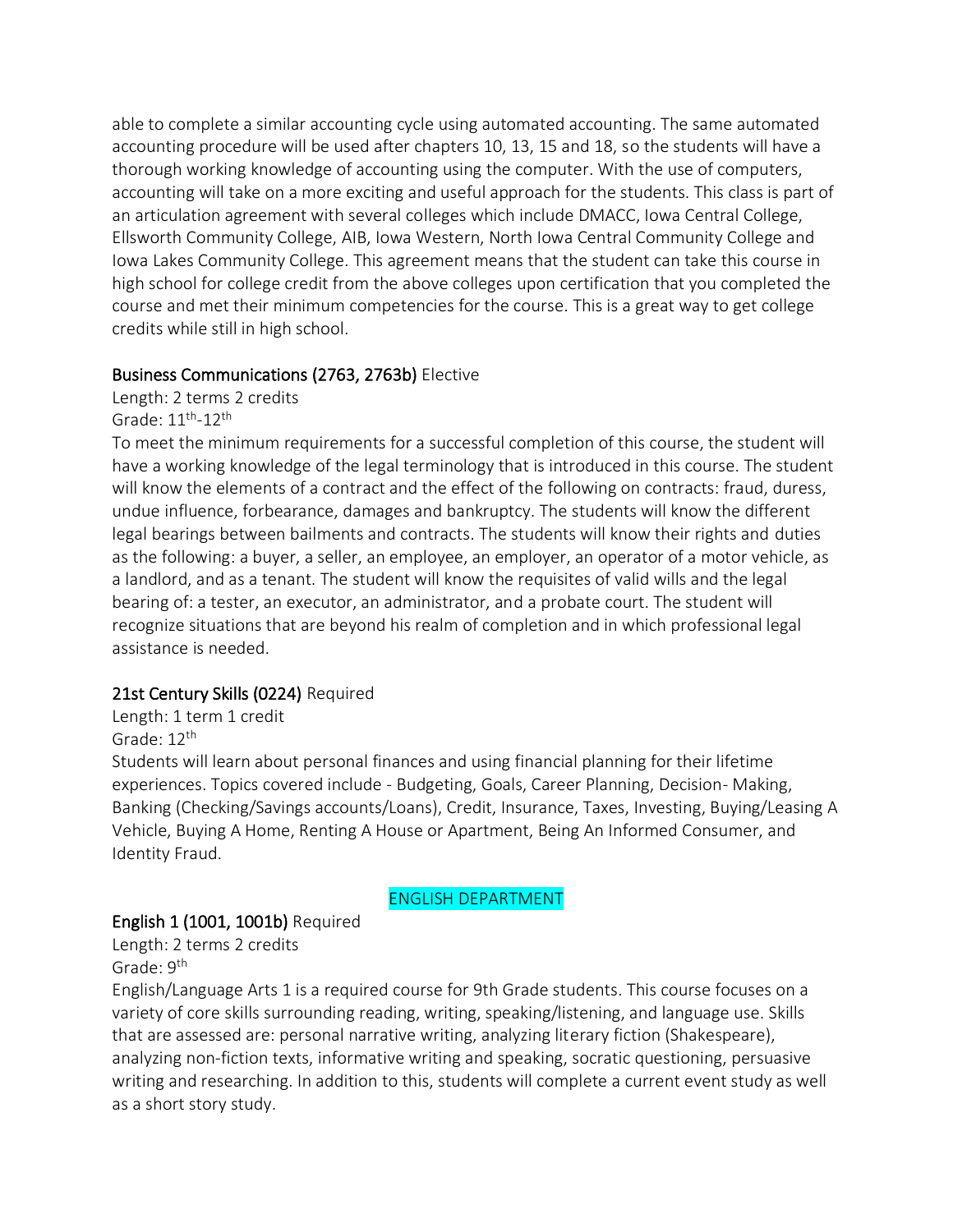able to complete a similar accounting cycle using automated accounting. The same automated accounting procedure will be used after chapters 10, 13, 15 and 18, so the students will have a thorough working knowledge of accounting using the computer. With the use of computers, accounting will take on a more exciting and useful approach for the students. This class is part of an articulation agreement with several colleges which include DMACC, Iowa Central College, Ellsworth Community College, AIB, Iowa Western, North Iowa Central Community College and Iowa Lakes Community College. This agreement means that the student can take this course in high school for college credit from the above colleges upon certification that you completed the course and met their minimum competencies for the course. This is a great way to get college credits while still in high school.

### Business Communications (2763, 2763b) Elective

Length: 2 terms 2 credits
Grade: 11th-12th

To meet the minimum requirements for a successful completion of this course, the student will have a working knowledge of the legal terminology that is introduced in this course. The student will know the elements of a contract and the effect of the following on contracts: fraud, duress, undue influence, forbearance, damages and bankruptcy. The students will know the different legal bearings between bailments and contracts. The students will know their rights and duties as the following: a buyer, a seller, an employee, an employer, an operator of a motor vehicle, as a landlord, and as a tenant. The student will know the requisites of valid wills and the legal bearing of: a tester, an executor, an administrator, and a probate court. The student will recognize situations that are beyond his realm of completion and in which professional legal assistance is needed.

### 21st Century Skills (0224) Required

Length: 1 term 1 credit
Grade: 12th

Students will learn about personal finances and using financial planning for their lifetime experiences. Topics covered include - Budgeting, Goals, Career Planning, Decision- Making, Banking (Checking/Savings accounts/Loans), Credit, Insurance, Taxes, Investing, Buying/Leasing A Vehicle, Buying A Home, Renting A House or Apartment, Being An Informed Consumer, and Identity Fraud.

## ENGLISH DEPARTMENT

### English 1 (1001, 1001b) Required

Length: 2 terms 2 credits
Grade: 9th

English/Language Arts 1 is a required course for 9th Grade students. This course focuses on a variety of core skills surrounding reading, writing, speaking/listening, and language use. Skills that are assessed are: personal narrative writing, analyzing literary fiction (Shakespeare), analyzing non-fiction texts, informative writing and speaking, socratic questioning, persuasive writing and researching. In addition to this, students will complete a current event study as well as a short story study.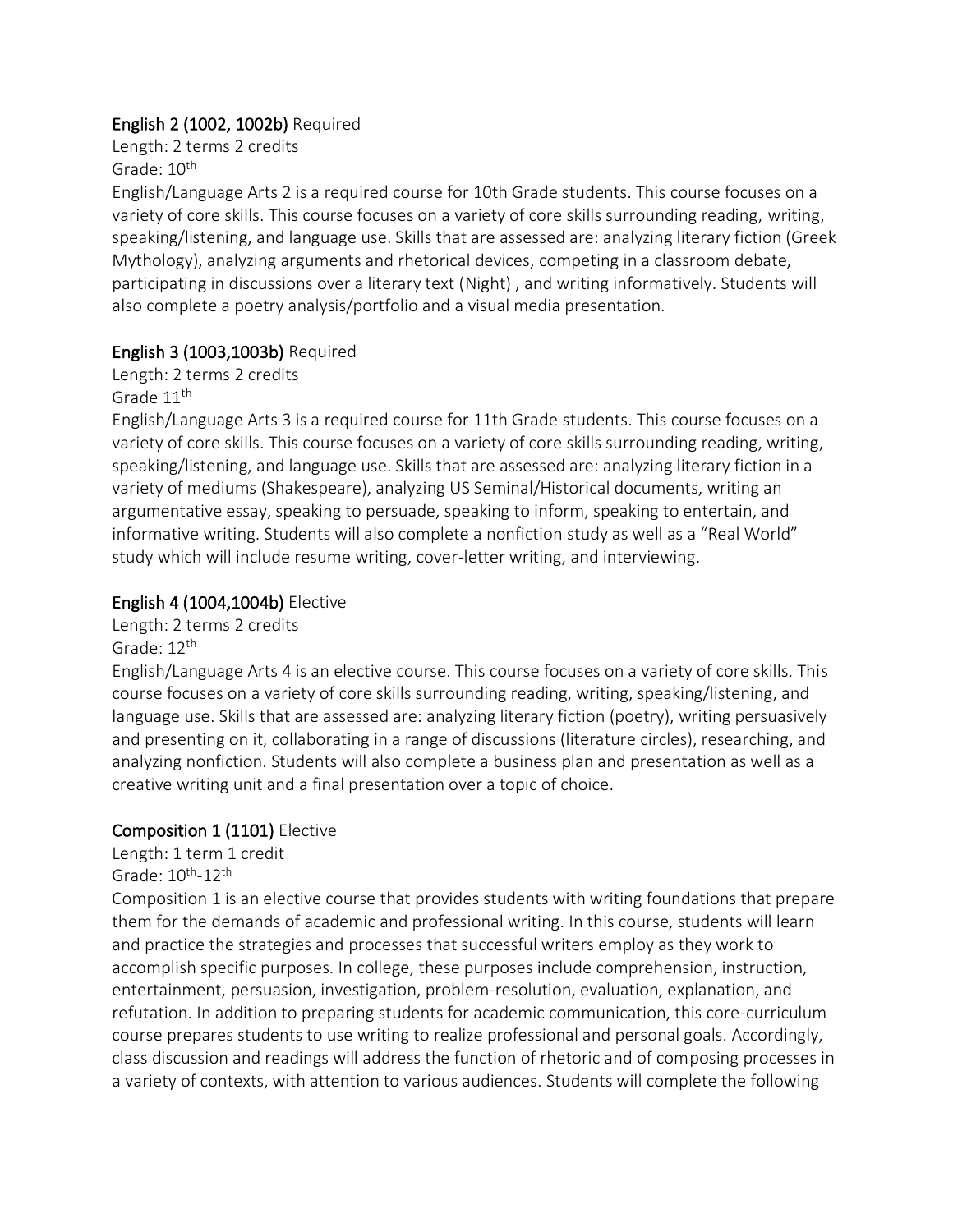**English 2 (1002, 1002b)** Required

Length: 2 terms 2 credits

Grade: 10th

English/Language Arts 2 is a required course for 10th Grade students. This course focuses on a variety of core skills. This course focuses on a variety of core skills surrounding reading, writing, speaking/listening, and language use. Skills that are assessed are: analyzing literary fiction (Greek Mythology), analyzing arguments and rhetorical devices, competing in a classroom debate, participating in discussions over a literary text (Night) , and writing informatively. Students will also complete a poetry analysis/portfolio and a visual media presentation.

**English 3 (1003,1003b)** Required

Length: 2 terms 2 credits

Grade 11th

English/Language Arts 3 is a required course for 11th Grade students. This course focuses on a variety of core skills. This course focuses on a variety of core skills surrounding reading, writing, speaking/listening, and language use. Skills that are assessed are: analyzing literary fiction in a variety of mediums (Shakespeare), analyzing US Seminal/Historical documents, writing an argumentative essay, speaking to persuade, speaking to inform, speaking to entertain, and informative writing. Students will also complete a nonfiction study as well as a "Real World" study which will include resume writing, cover-letter writing, and interviewing.

**English 4 (1004,1004b)** Elective

Length: 2 terms 2 credits

Grade: 12th

English/Language Arts 4 is an elective course. This course focuses on a variety of core skills. This course focuses on a variety of core skills surrounding reading, writing, speaking/listening, and language use. Skills that are assessed are: analyzing literary fiction (poetry), writing persuasively and presenting on it, collaborating in a range of discussions (literature circles), researching, and analyzing nonfiction. Students will also complete a business plan and presentation as well as a creative writing unit and a final presentation over a topic of choice.

**Composition 1 (1101)** Elective

Length: 1 term 1 credit

Grade: 10th-12th

Composition 1 is an elective course that provides students with writing foundations that prepare them for the demands of academic and professional writing. In this course, students will learn and practice the strategies and processes that successful writers employ as they work to accomplish specific purposes. In college, these purposes include comprehension, instruction, entertainment, persuasion, investigation, problem-resolution, evaluation, explanation, and refutation. In addition to preparing students for academic communication, this core-curriculum course prepares students to use writing to realize professional and personal goals. Accordingly, class discussion and readings will address the function of rhetoric and of composing processes in a variety of contexts, with attention to various audiences. Students will complete the following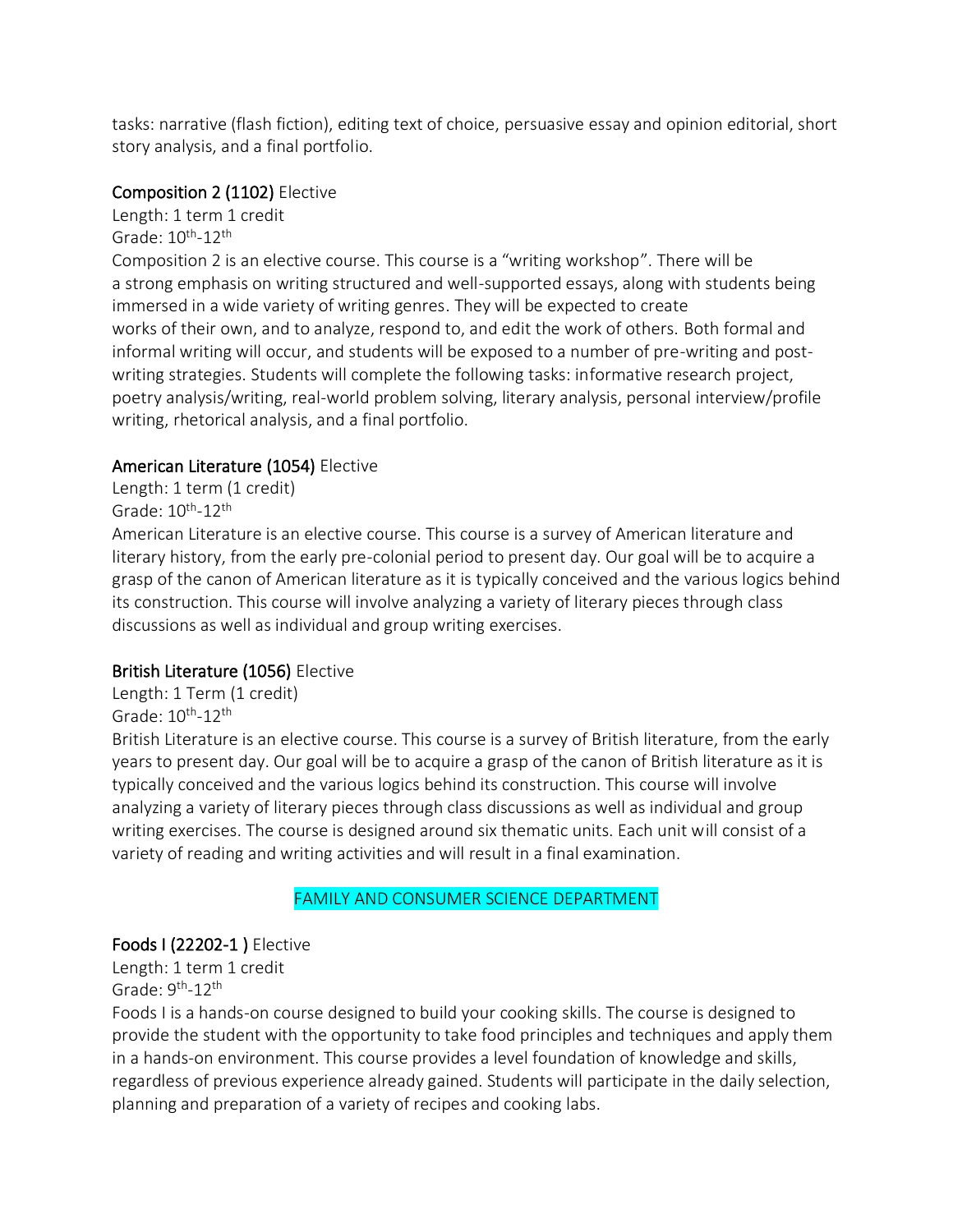tasks: narrative (flash fiction), editing text of choice, persuasive essay and opinion editorial, short story analysis, and a final portfolio.

### Composition 2 (1102) Elective

Length: 1 term 1 credit
Grade: 10th-12th
Composition 2 is an elective course. This course is a "writing workshop". There will be a strong emphasis on writing structured and well-supported essays, along with students being immersed in a wide variety of writing genres. They will be expected to create works of their own, and to analyze, respond to, and edit the work of others. Both formal and informal writing will occur, and students will be exposed to a number of pre-writing and post-writing strategies. Students will complete the following tasks: informative research project, poetry analysis/writing, real-world problem solving, literary analysis, personal interview/profile writing, rhetorical analysis, and a final portfolio.

### American Literature (1054) Elective

Length: 1 term (1 credit)
Grade: 10th-12th
American Literature is an elective course. This course is a survey of American literature and literary history, from the early pre-colonial period to present day. Our goal will be to acquire a grasp of the canon of American literature as it is typically conceived and the various logics behind its construction. This course will involve analyzing a variety of literary pieces through class discussions as well as individual and group writing exercises.

### British Literature (1056) Elective

Length: 1 Term (1 credit)
Grade: 10th-12th
British Literature is an elective course. This course is a survey of British literature, from the early years to present day. Our goal will be to acquire a grasp of the canon of British literature as it is typically conceived and the various logics behind its construction. This course will involve analyzing a variety of literary pieces through class discussions as well as individual and group writing exercises. The course is designed around six thematic units. Each unit will consist of a variety of reading and writing activities and will result in a final examination.

## FAMILY AND CONSUMER SCIENCE DEPARTMENT

### Foods I (22202-1 ) Elective

Length: 1 term 1 credit
Grade: 9th-12th
Foods I is a hands-on course designed to build your cooking skills. The course is designed to provide the student with the opportunity to take food principles and techniques and apply them in a hands-on environment. This course provides a level foundation of knowledge and skills, regardless of previous experience already gained. Students will participate in the daily selection, planning and preparation of a variety of recipes and cooking labs.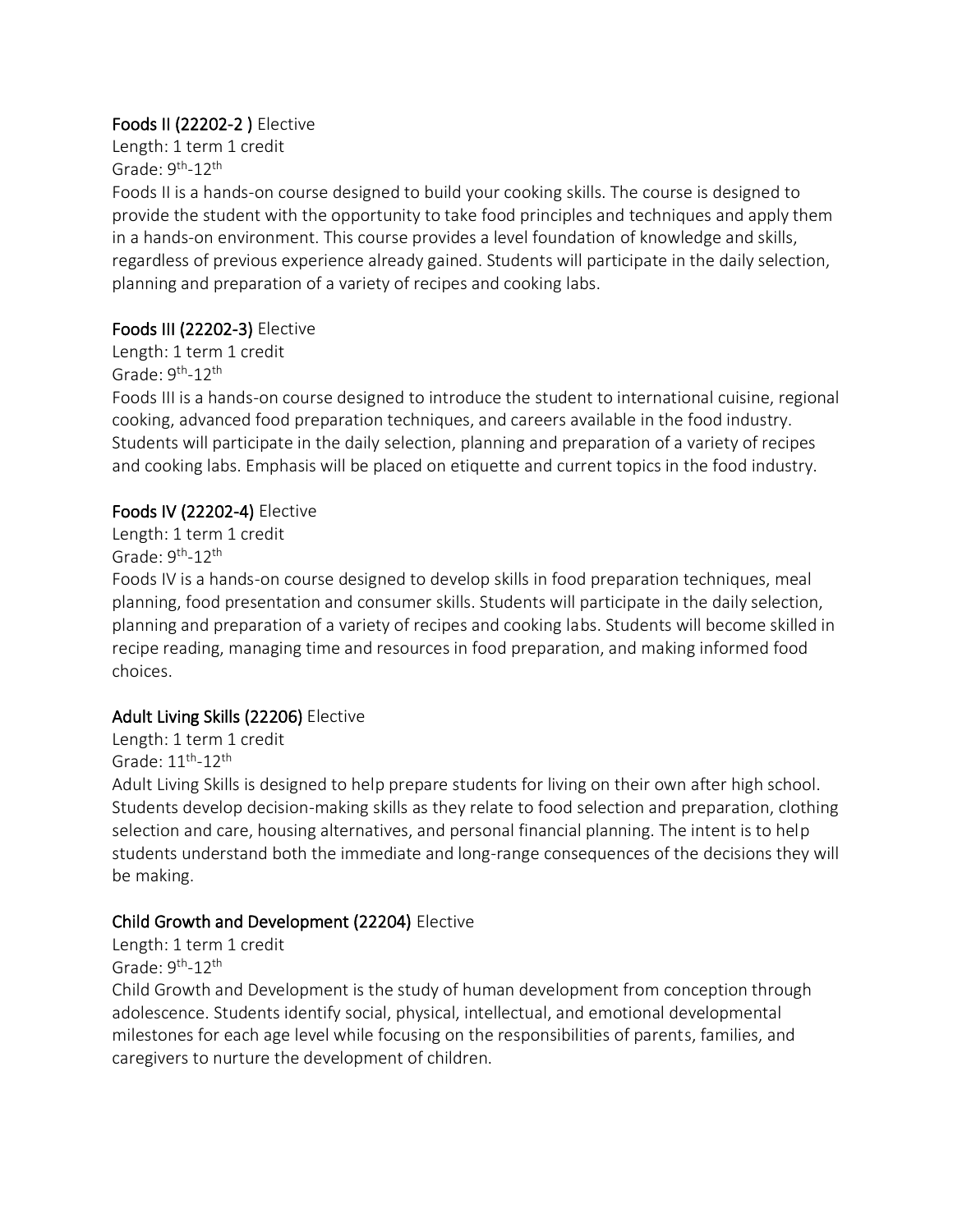## Foods II (22202-2 ) Elective

Length: 1 term 1 credit
Grade: 9th-12th

Foods II is a hands-on course designed to build your cooking skills. The course is designed to provide the student with the opportunity to take food principles and techniques and apply them in a hands-on environment. This course provides a level foundation of knowledge and skills, regardless of previous experience already gained. Students will participate in the daily selection, planning and preparation of a variety of recipes and cooking labs.

## Foods III (22202-3) Elective

Length: 1 term 1 credit
Grade: 9th-12th

Foods III is a hands-on course designed to introduce the student to international cuisine, regional cooking, advanced food preparation techniques, and careers available in the food industry. Students will participate in the daily selection, planning and preparation of a variety of recipes and cooking labs. Emphasis will be placed on etiquette and current topics in the food industry.

## Foods IV (22202-4) Elective

Length: 1 term 1 credit
Grade: 9th-12th

Foods IV is a hands-on course designed to develop skills in food preparation techniques, meal planning, food presentation and consumer skills. Students will participate in the daily selection, planning and preparation of a variety of recipes and cooking labs. Students will become skilled in recipe reading, managing time and resources in food preparation, and making informed food choices.

## Adult Living Skills (22206) Elective

Length: 1 term 1 credit
Grade: 11th-12th

Adult Living Skills is designed to help prepare students for living on their own after high school. Students develop decision-making skills as they relate to food selection and preparation, clothing selection and care, housing alternatives, and personal financial planning. The intent is to help students understand both the immediate and long-range consequences of the decisions they will be making.

## Child Growth and Development (22204) Elective

Length: 1 term 1 credit
Grade: 9th-12th

Child Growth and Development is the study of human development from conception through adolescence. Students identify social, physical, intellectual, and emotional developmental milestones for each age level while focusing on the responsibilities of parents, families, and caregivers to nurture the development of children.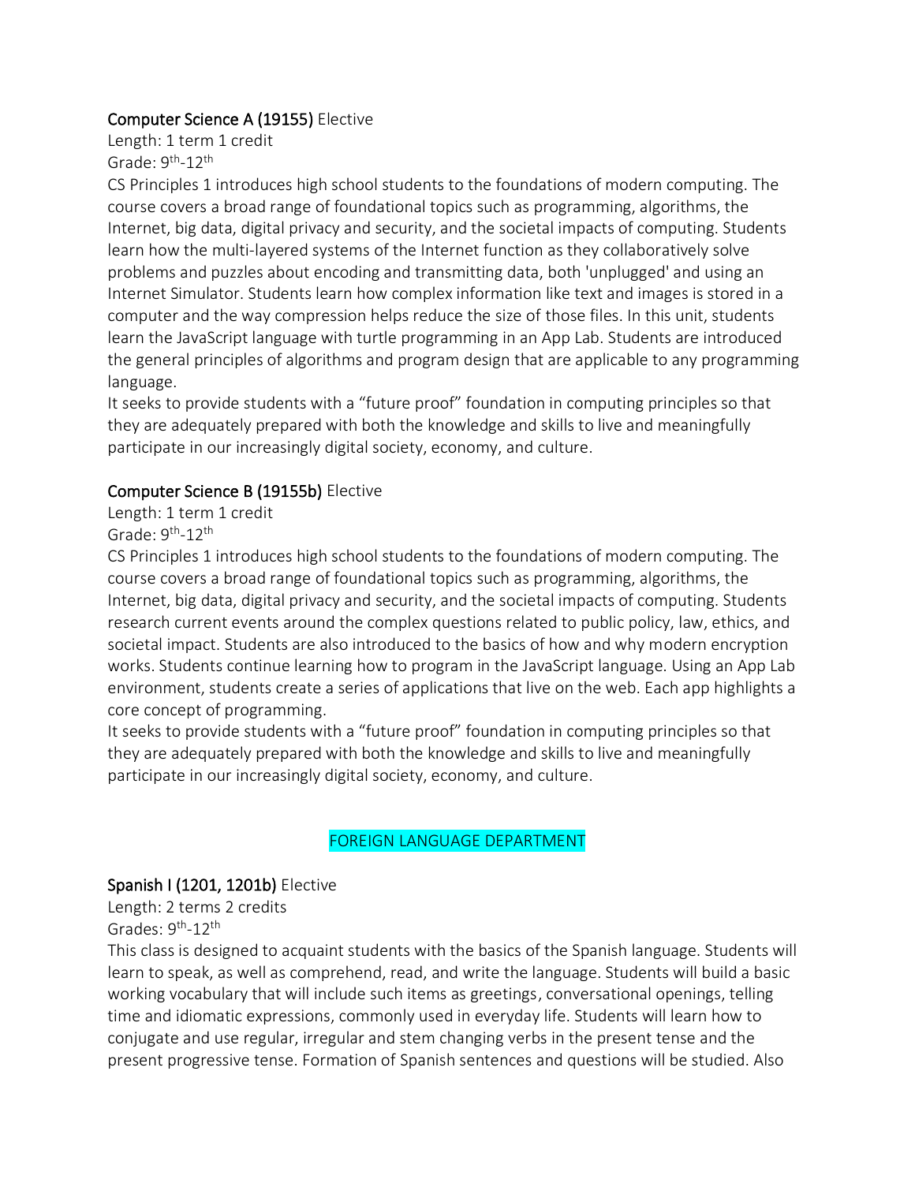### Computer Science A (19155) Elective

Length: 1 term 1 credit
Grade: 9th-12th

CS Principles 1 introduces high school students to the foundations of modern computing. The course covers a broad range of foundational topics such as programming, algorithms, the Internet, big data, digital privacy and security, and the societal impacts of computing. Students learn how the multi-layered systems of the Internet function as they collaboratively solve problems and puzzles about encoding and transmitting data, both 'unplugged' and using an Internet Simulator. Students learn how complex information like text and images is stored in a computer and the way compression helps reduce the size of those files. In this unit, students learn the JavaScript language with turtle programming in an App Lab. Students are introduced the general principles of algorithms and program design that are applicable to any programming language.

It seeks to provide students with a "future proof" foundation in computing principles so that they are adequately prepared with both the knowledge and skills to live and meaningfully participate in our increasingly digital society, economy, and culture.

### Computer Science B (19155b) Elective

Length: 1 term 1 credit
Grade: 9th-12th

CS Principles 1 introduces high school students to the foundations of modern computing. The course covers a broad range of foundational topics such as programming, algorithms, the Internet, big data, digital privacy and security, and the societal impacts of computing. Students research current events around the complex questions related to public policy, law, ethics, and societal impact. Students are also introduced to the basics of how and why modern encryption works. Students continue learning how to program in the JavaScript language. Using an App Lab environment, students create a series of applications that live on the web. Each app highlights a core concept of programming.

It seeks to provide students with a "future proof" foundation in computing principles so that they are adequately prepared with both the knowledge and skills to live and meaningfully participate in our increasingly digital society, economy, and culture.

## FOREIGN LANGUAGE DEPARTMENT

### Spanish I (1201, 1201b) Elective

Length: 2 terms 2 credits
Grades: 9th-12th

This class is designed to acquaint students with the basics of the Spanish language. Students will learn to speak, as well as comprehend, read, and write the language. Students will build a basic working vocabulary that will include such items as greetings, conversational openings, telling time and idiomatic expressions, commonly used in everyday life. Students will learn how to conjugate and use regular, irregular and stem changing verbs in the present tense and the present progressive tense. Formation of Spanish sentences and questions will be studied. Also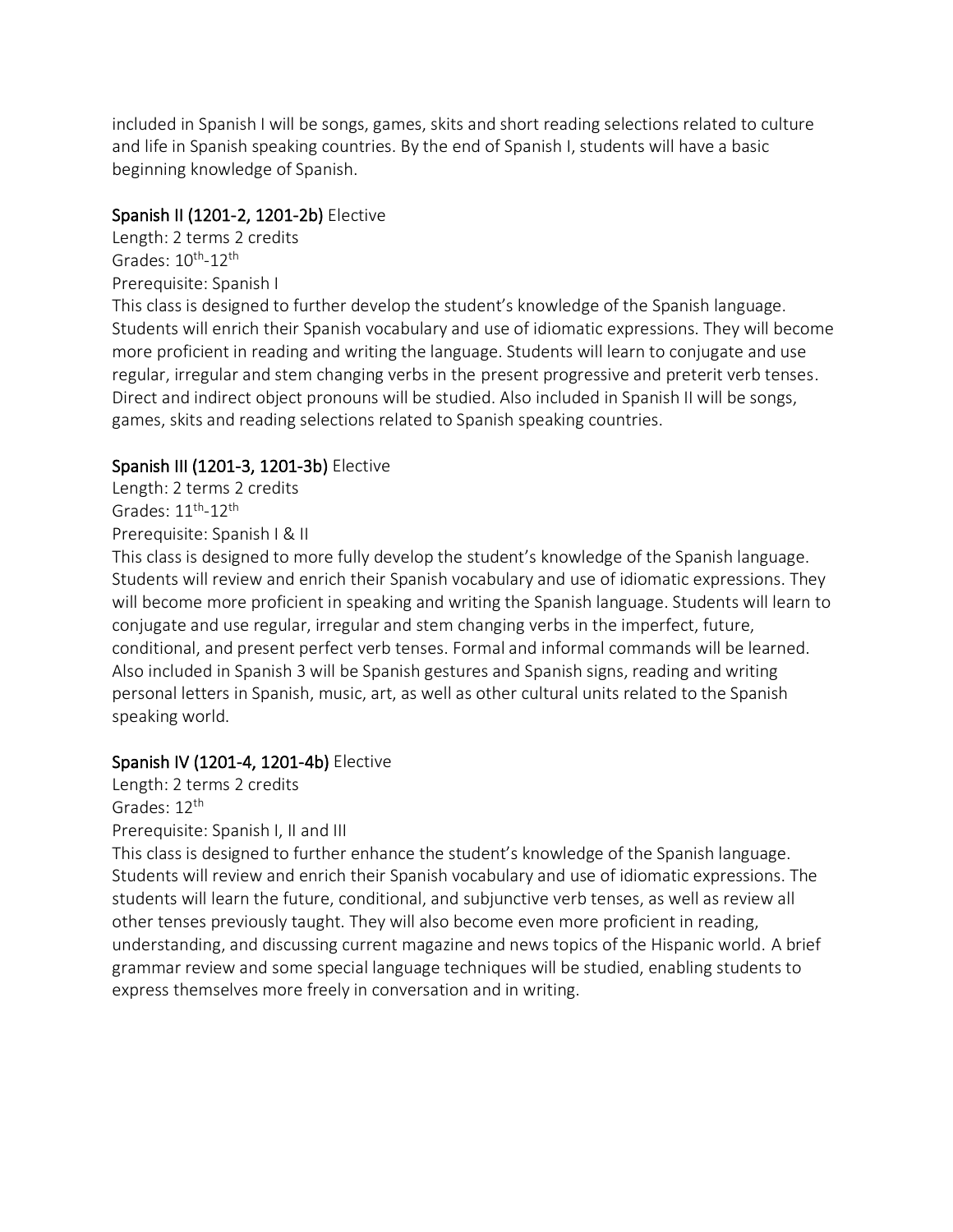included in Spanish I will be songs, games, skits and short reading selections related to culture and life in Spanish speaking countries. By the end of Spanish I, students will have a basic beginning knowledge of Spanish.

### Spanish II (1201-2, 1201-2b) Elective

Length: 2 terms 2 credits
Grades: 10th-12th
Prerequisite: Spanish I
This class is designed to further develop the student's knowledge of the Spanish language. Students will enrich their Spanish vocabulary and use of idiomatic expressions. They will become more proficient in reading and writing the language. Students will learn to conjugate and use regular, irregular and stem changing verbs in the present progressive and preterit verb tenses. Direct and indirect object pronouns will be studied. Also included in Spanish II will be songs, games, skits and reading selections related to Spanish speaking countries.

### Spanish III (1201-3, 1201-3b) Elective

Length: 2 terms 2 credits
Grades: 11th-12th
Prerequisite: Spanish I & II
This class is designed to more fully develop the student's knowledge of the Spanish language. Students will review and enrich their Spanish vocabulary and use of idiomatic expressions. They will become more proficient in speaking and writing the Spanish language. Students will learn to conjugate and use regular, irregular and stem changing verbs in the imperfect, future, conditional, and present perfect verb tenses. Formal and informal commands will be learned. Also included in Spanish 3 will be Spanish gestures and Spanish signs, reading and writing personal letters in Spanish, music, art, as well as other cultural units related to the Spanish speaking world.

### Spanish IV (1201-4, 1201-4b) Elective

Length: 2 terms 2 credits
Grades: 12th
Prerequisite: Spanish I, II and III
This class is designed to further enhance the student's knowledge of the Spanish language. Students will review and enrich their Spanish vocabulary and use of idiomatic expressions. The students will learn the future, conditional, and subjunctive verb tenses, as well as review all other tenses previously taught. They will also become even more proficient in reading, understanding, and discussing current magazine and news topics of the Hispanic world. A brief grammar review and some special language techniques will be studied, enabling students to express themselves more freely in conversation and in writing.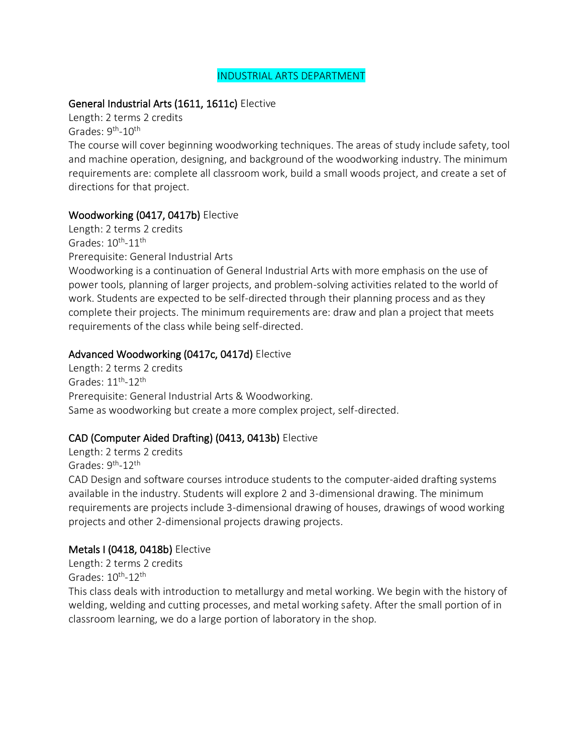# INDUSTRIAL ARTS DEPARTMENT

**General Industrial Arts (1611, 1611c)** Elective
Length: 2 terms 2 credits
Grades: 9th-10th
The course will cover beginning woodworking techniques. The areas of study include safety, tool and machine operation, designing, and background of the woodworking industry. The minimum requirements are: complete all classroom work, build a small woods project, and create a set of directions for that project.

**Woodworking (0417, 0417b)** Elective
Length: 2 terms 2 credits
Grades: 10th-11th
Prerequisite: General Industrial Arts
Woodworking is a continuation of General Industrial Arts with more emphasis on the use of power tools, planning of larger projects, and problem-solving activities related to the world of work. Students are expected to be self-directed through their planning process and as they complete their projects. The minimum requirements are: draw and plan a project that meets requirements of the class while being self-directed.

**Advanced Woodworking (0417c, 0417d)** Elective
Length: 2 terms 2 credits
Grades: 11th-12th
Prerequisite: General Industrial Arts & Woodworking.
Same as woodworking but create a more complex project, self-directed.

**CAD (Computer Aided Drafting) (0413, 0413b)** Elective
Length: 2 terms 2 credits
Grades: 9th-12th
CAD Design and software courses introduce students to the computer-aided drafting systems available in the industry. Students will explore 2 and 3-dimensional drawing. The minimum requirements are projects include 3-dimensional drawing of houses, drawings of wood working projects and other 2-dimensional projects drawing projects.

**Metals I (0418, 0418b)** Elective
Length: 2 terms 2 credits
Grades: 10th-12th
This class deals with introduction to metallurgy and metal working. We begin with the history of welding, welding and cutting processes, and metal working safety. After the small portion of in classroom learning, we do a large portion of laboratory in the shop.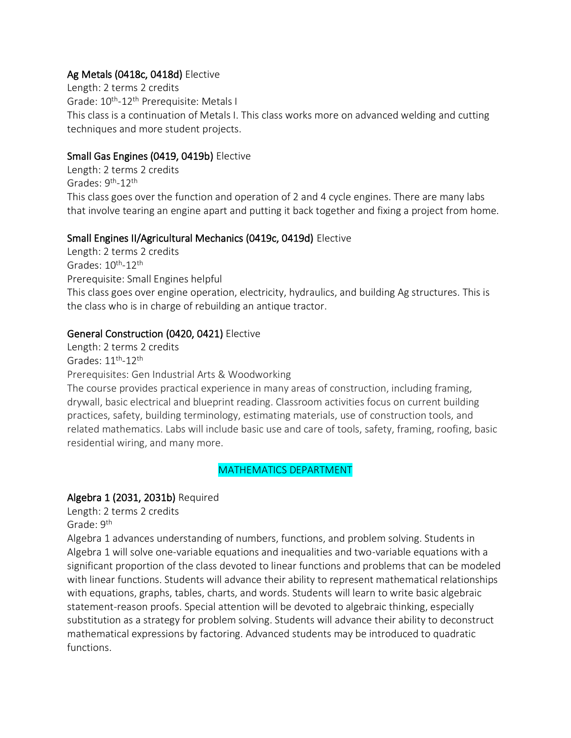### Ag Metals (0418c, 0418d) Elective

Length: 2 terms 2 credits
Grade: 10th-12th Prerequisite: Metals I
This class is a continuation of Metals I. This class works more on advanced welding and cutting techniques and more student projects.

### Small Gas Engines (0419, 0419b) Elective

Length: 2 terms 2 credits
Grades: 9th-12th
This class goes over the function and operation of 2 and 4 cycle engines. There are many labs that involve tearing an engine apart and putting it back together and fixing a project from home.

### Small Engines II/Agricultural Mechanics (0419c, 0419d) Elective

Length: 2 terms 2 credits
Grades: 10th-12th
Prerequisite: Small Engines helpful
This class goes over engine operation, electricity, hydraulics, and building Ag structures. This is the class who is in charge of rebuilding an antique tractor.

### General Construction (0420, 0421) Elective

Length: 2 terms 2 credits
Grades: 11th-12th
Prerequisites: Gen Industrial Arts & Woodworking
The course provides practical experience in many areas of construction, including framing, drywall, basic electrical and blueprint reading. Classroom activities focus on current building practices, safety, building terminology, estimating materials, use of construction tools, and related mathematics. Labs will include basic use and care of tools, safety, framing, roofing, basic residential wiring, and many more.

## MATHEMATICS DEPARTMENT

### Algebra 1 (2031, 2031b) Required

Length: 2 terms 2 credits
Grade: 9th
Algebra 1 advances understanding of numbers, functions, and problem solving. Students in Algebra 1 will solve one-variable equations and inequalities and two-variable equations with a significant proportion of the class devoted to linear functions and problems that can be modeled with linear functions. Students will advance their ability to represent mathematical relationships with equations, graphs, tables, charts, and words. Students will learn to write basic algebraic statement-reason proofs. Special attention will be devoted to algebraic thinking, especially substitution as a strategy for problem solving. Students will advance their ability to deconstruct mathematical expressions by factoring. Advanced students may be introduced to quadratic functions.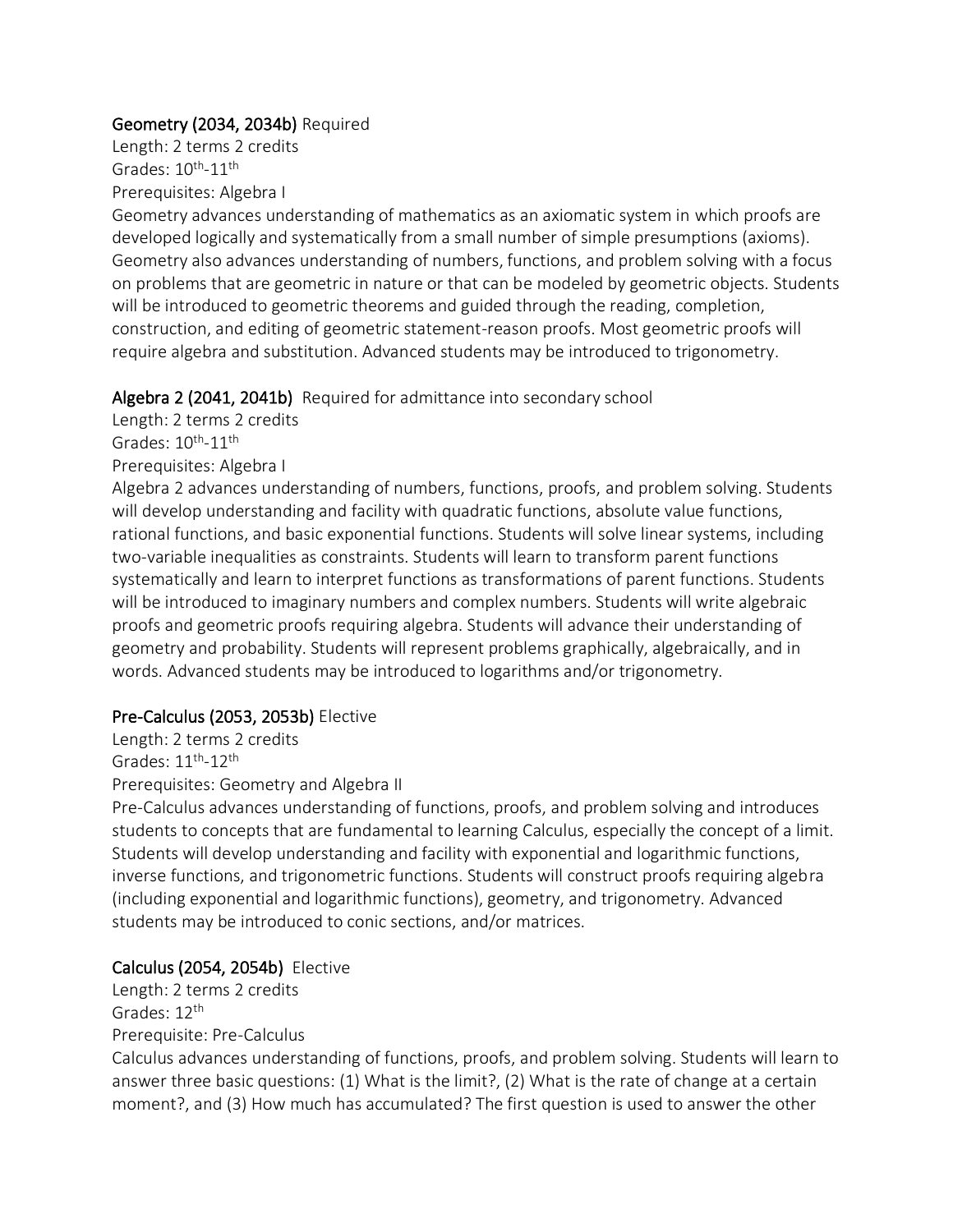### Geometry (2034, 2034b) Required

Length: 2 terms 2 credits
Grades: 10th-11th
Prerequisites: Algebra I

Geometry advances understanding of mathematics as an axiomatic system in which proofs are developed logically and systematically from a small number of simple presumptions (axioms). Geometry also advances understanding of numbers, functions, and problem solving with a focus on problems that are geometric in nature or that can be modeled by geometric objects. Students will be introduced to geometric theorems and guided through the reading, completion, construction, and editing of geometric statement-reason proofs. Most geometric proofs will require algebra and substitution. Advanced students may be introduced to trigonometry.

### Algebra 2 (2041, 2041b) Required for admittance into secondary school

Length: 2 terms 2 credits
Grades: 10th-11th
Prerequisites: Algebra I

Algebra 2 advances understanding of numbers, functions, proofs, and problem solving. Students will develop understanding and facility with quadratic functions, absolute value functions, rational functions, and basic exponential functions. Students will solve linear systems, including two-variable inequalities as constraints. Students will learn to transform parent functions systematically and learn to interpret functions as transformations of parent functions. Students will be introduced to imaginary numbers and complex numbers. Students will write algebraic proofs and geometric proofs requiring algebra. Students will advance their understanding of geometry and probability. Students will represent problems graphically, algebraically, and in words. Advanced students may be introduced to logarithms and/or trigonometry.

### Pre-Calculus (2053, 2053b) Elective

Length: 2 terms 2 credits
Grades: 11th-12th
Prerequisites: Geometry and Algebra II

Pre-Calculus advances understanding of functions, proofs, and problem solving and introduces students to concepts that are fundamental to learning Calculus, especially the concept of a limit. Students will develop understanding and facility with exponential and logarithmic functions, inverse functions, and trigonometric functions. Students will construct proofs requiring algebra (including exponential and logarithmic functions), geometry, and trigonometry. Advanced students may be introduced to conic sections, and/or matrices.

### Calculus (2054, 2054b) Elective

Length: 2 terms 2 credits
Grades: 12th
Prerequisite: Pre-Calculus

Calculus advances understanding of functions, proofs, and problem solving. Students will learn to answer three basic questions: (1) What is the limit?, (2) What is the rate of change at a certain moment?, and (3) How much has accumulated? The first question is used to answer the other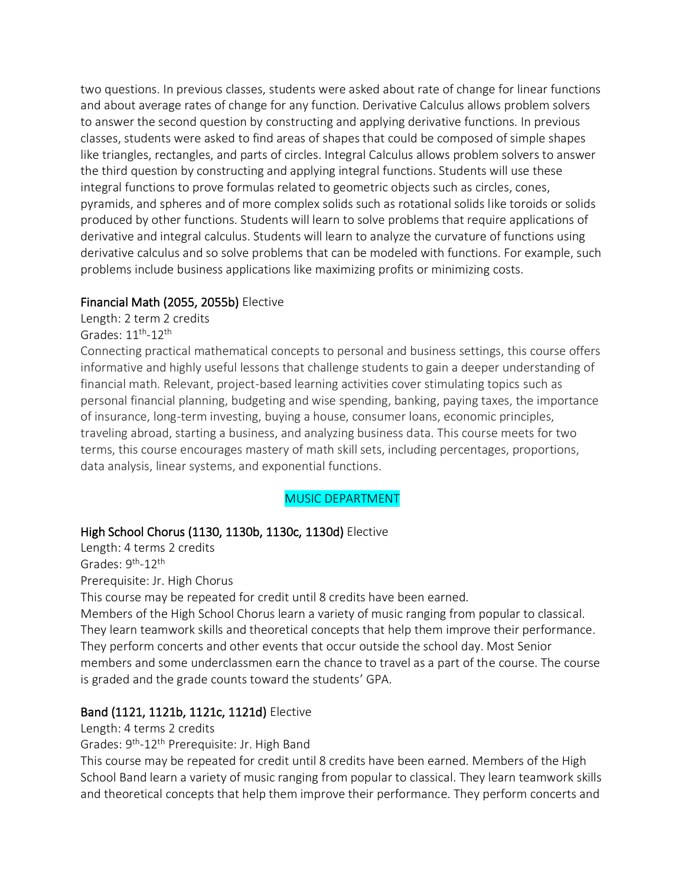two questions. In previous classes, students were asked about rate of change for linear functions and about average rates of change for any function. Derivative Calculus allows problem solvers to answer the second question by constructing and applying derivative functions. In previous classes, students were asked to find areas of shapes that could be composed of simple shapes like triangles, rectangles, and parts of circles. Integral Calculus allows problem solvers to answer the third question by constructing and applying integral functions. Students will use these integral functions to prove formulas related to geometric objects such as circles, cones, pyramids, and spheres and of more complex solids such as rotational solids like toroids or solids produced by other functions. Students will learn to solve problems that require applications of derivative and integral calculus. Students will learn to analyze the curvature of functions using derivative calculus and so solve problems that can be modeled with functions. For example, such problems include business applications like maximizing profits or minimizing costs.

### Financial Math (2055, 2055b) Elective

Length: 2 term 2 credits

Grades: 11th-12th

Connecting practical mathematical concepts to personal and business settings, this course offers informative and highly useful lessons that challenge students to gain a deeper understanding of financial math. Relevant, project-based learning activities cover stimulating topics such as personal financial planning, budgeting and wise spending, banking, paying taxes, the importance of insurance, long-term investing, buying a house, consumer loans, economic principles, traveling abroad, starting a business, and analyzing business data. This course meets for two terms, this course encourages mastery of math skill sets, including percentages, proportions, data analysis, linear systems, and exponential functions.

## MUSIC DEPARTMENT

### High School Chorus (1130, 1130b, 1130c, 1130d) Elective

Length: 4 terms 2 credits

Grades: 9th-12th

Prerequisite: Jr. High Chorus

This course may be repeated for credit until 8 credits have been earned.

Members of the High School Chorus learn a variety of music ranging from popular to classical. They learn teamwork skills and theoretical concepts that help them improve their performance. They perform concerts and other events that occur outside the school day. Most Senior members and some underclassmen earn the chance to travel as a part of the course. The course is graded and the grade counts toward the students' GPA.

### Band (1121, 1121b, 1121c, 1121d) Elective

Length: 4 terms 2 credits

Grades: 9th-12th Prerequisite: Jr. High Band

This course may be repeated for credit until 8 credits have been earned. Members of the High School Band learn a variety of music ranging from popular to classical. They learn teamwork skills and theoretical concepts that help them improve their performance. They perform concerts and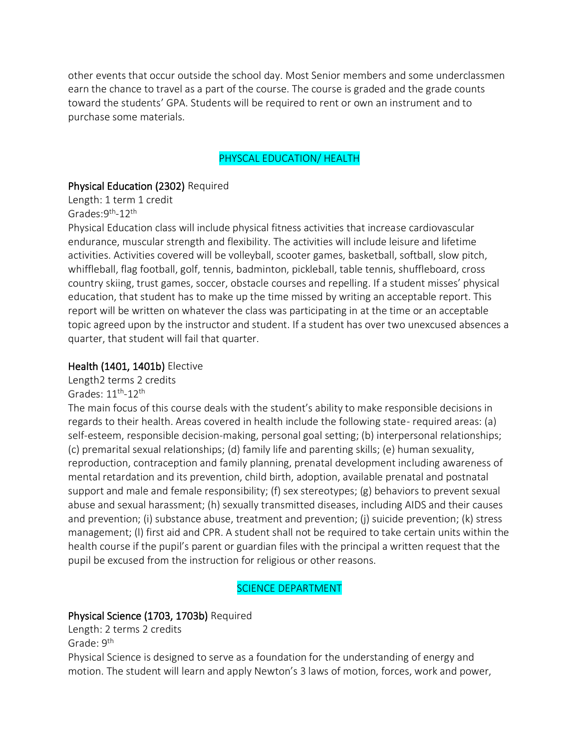other events that occur outside the school day. Most Senior members and some underclassmen earn the chance to travel as a part of the course. The course is graded and the grade counts toward the students' GPA. Students will be required to rent or own an instrument and to purchase some materials.

## PHYSCAL EDUCATION/ HEALTH

### Physical Education (2302) Required

Length: 1 term 1 credit
Grades:9th-12th

Physical Education class will include physical fitness activities that increase cardiovascular endurance, muscular strength and flexibility. The activities will include leisure and lifetime activities. Activities covered will be volleyball, scooter games, basketball, softball, slow pitch, whiffleball, flag football, golf, tennis, badminton, pickleball, table tennis, shuffleboard, cross country skiing, trust games, soccer, obstacle courses and repelling. If a student misses' physical education, that student has to make up the time missed by writing an acceptable report. This report will be written on whatever the class was participating in at the time or an acceptable topic agreed upon by the instructor and student. If a student has over two unexcused absences a quarter, that student will fail that quarter.

### Health (1401, 1401b) Elective

Length2 terms 2 credits
Grades: 11th-12th

The main focus of this course deals with the student's ability to make responsible decisions in regards to their health. Areas covered in health include the following state- required areas: (a) self-esteem, responsible decision-making, personal goal setting; (b) interpersonal relationships; (c) premarital sexual relationships; (d) family life and parenting skills; (e) human sexuality, reproduction, contraception and family planning, prenatal development including awareness of mental retardation and its prevention, child birth, adoption, available prenatal and postnatal support and male and female responsibility; (f) sex stereotypes; (g) behaviors to prevent sexual abuse and sexual harassment; (h) sexually transmitted diseases, including AIDS and their causes and prevention; (i) substance abuse, treatment and prevention; (j) suicide prevention; (k) stress management; (l) first aid and CPR. A student shall not be required to take certain units within the health course if the pupil's parent or guardian files with the principal a written request that the pupil be excused from the instruction for religious or other reasons.

## SCIENCE DEPARTMENT

### Physical Science (1703, 1703b) Required

Length: 2 terms 2 credits
Grade: 9th

Physical Science is designed to serve as a foundation for the understanding of energy and motion. The student will learn and apply Newton's 3 laws of motion, forces, work and power,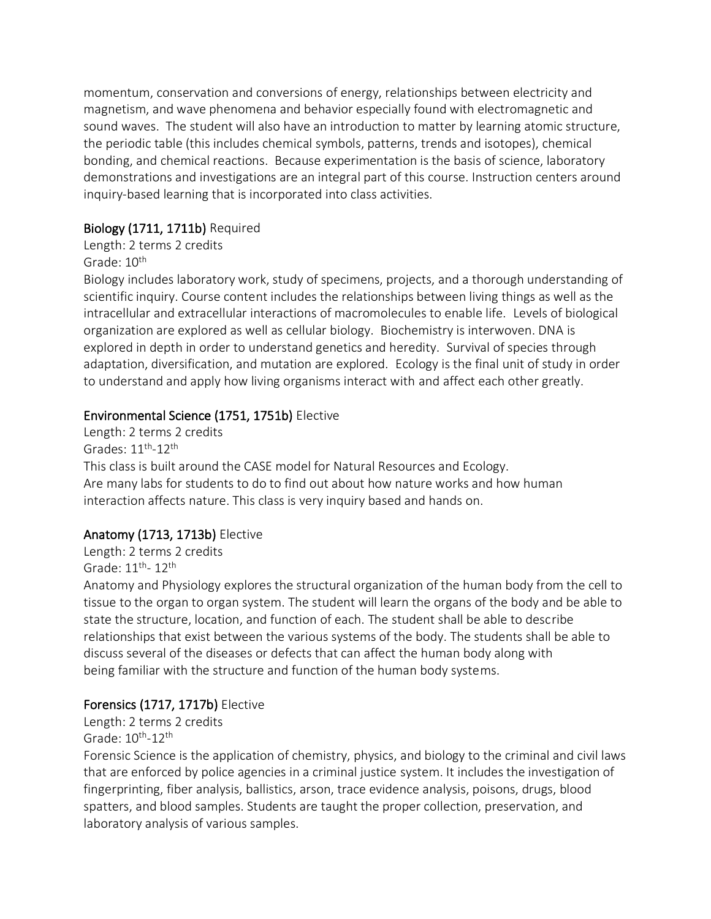momentum, conservation and conversions of energy, relationships between electricity and magnetism, and wave phenomena and behavior especially found with electromagnetic and sound waves. The student will also have an introduction to matter by learning atomic structure, the periodic table (this includes chemical symbols, patterns, trends and isotopes), chemical bonding, and chemical reactions. Because experimentation is the basis of science, laboratory demonstrations and investigations are an integral part of this course. Instruction centers around inquiry-based learning that is incorporated into class activities.

### Biology (1711, 1711b) Required

Length: 2 terms 2 credits
Grade: 10th

Biology includes laboratory work, study of specimens, projects, and a thorough understanding of scientific inquiry. Course content includes the relationships between living things as well as the intracellular and extracellular interactions of macromolecules to enable life. Levels of biological organization are explored as well as cellular biology. Biochemistry is interwoven. DNA is explored in depth in order to understand genetics and heredity. Survival of species through adaptation, diversification, and mutation are explored. Ecology is the final unit of study in order to understand and apply how living organisms interact with and affect each other greatly.

### Environmental Science (1751, 1751b) Elective

Length: 2 terms 2 credits
Grades: 11th-12th

This class is built around the CASE model for Natural Resources and Ecology.
Are many labs for students to do to find out about how nature works and how human interaction affects nature. This class is very inquiry based and hands on.

### Anatomy (1713, 1713b) Elective

Length: 2 terms 2 credits
Grade: 11th- 12th

Anatomy and Physiology explores the structural organization of the human body from the cell to tissue to the organ to organ system. The student will learn the organs of the body and be able to state the structure, location, and function of each. The student shall be able to describe relationships that exist between the various systems of the body. The students shall be able to discuss several of the diseases or defects that can affect the human body along with being familiar with the structure and function of the human body systems.

### Forensics (1717, 1717b) Elective

Length: 2 terms 2 credits
Grade: 10th-12th

Forensic Science is the application of chemistry, physics, and biology to the criminal and civil laws that are enforced by police agencies in a criminal justice system. It includes the investigation of fingerprinting, fiber analysis, ballistics, arson, trace evidence analysis, poisons, drugs, blood spatters, and blood samples. Students are taught the proper collection, preservation, and laboratory analysis of various samples.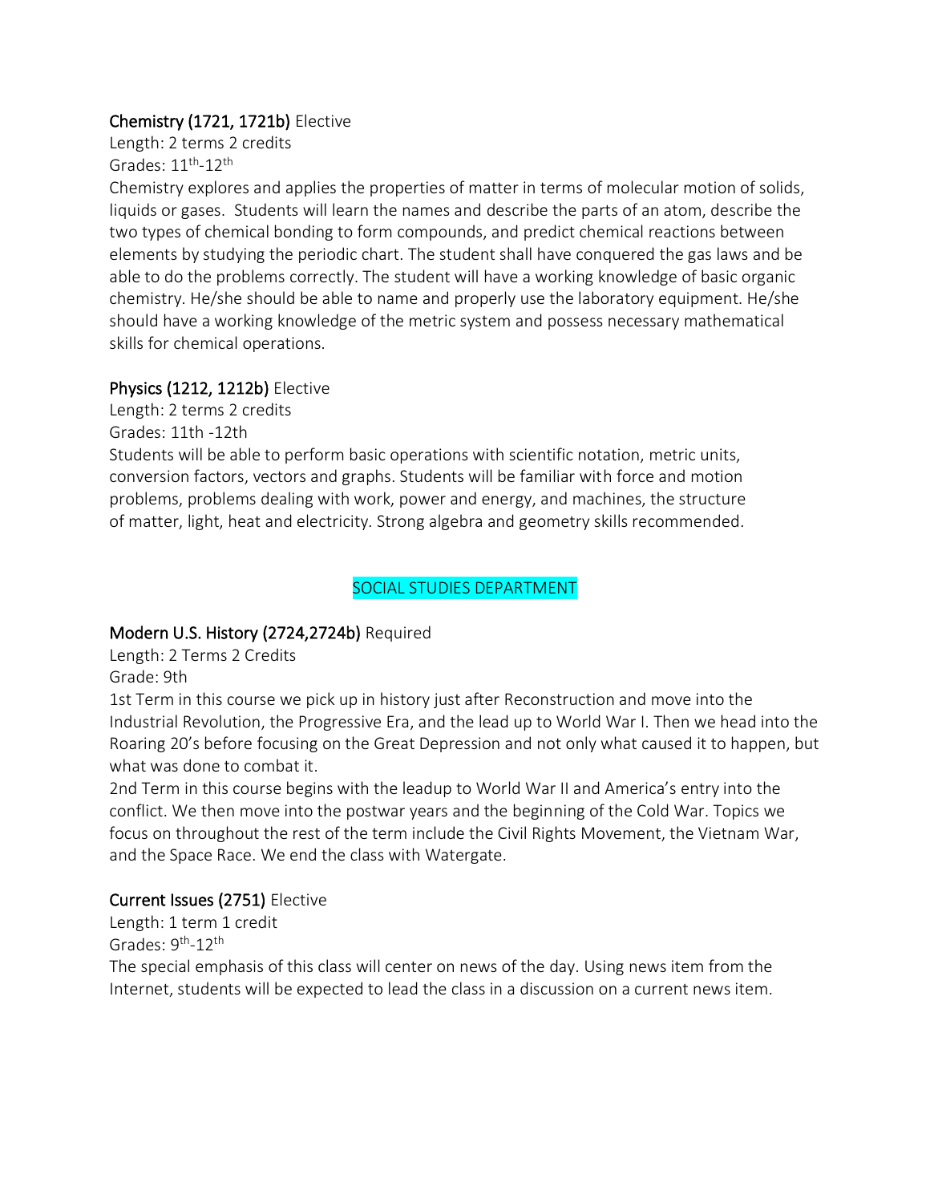### Chemistry (1721, 1721b) Elective

Length: 2 terms 2 credits
Grades: 11th-12th

Chemistry explores and applies the properties of matter in terms of molecular motion of solids, liquids or gases. Students will learn the names and describe the parts of an atom, describe the two types of chemical bonding to form compounds, and predict chemical reactions between elements by studying the periodic chart. The student shall have conquered the gas laws and be able to do the problems correctly. The student will have a working knowledge of basic organic chemistry. He/she should be able to name and properly use the laboratory equipment. He/she should have a working knowledge of the metric system and possess necessary mathematical skills for chemical operations.

### Physics (1212, 1212b) Elective

Length: 2 terms 2 credits
Grades: 11th -12th

Students will be able to perform basic operations with scientific notation, metric units, conversion factors, vectors and graphs. Students will be familiar with force and motion problems, problems dealing with work, power and energy, and machines, the structure of matter, light, heat and electricity. Strong algebra and geometry skills recommended.

## SOCIAL STUDIES DEPARTMENT

### Modern U.S. History (2724,2724b) Required

Length: 2 Terms 2 Credits
Grade: 9th

1st Term in this course we pick up in history just after Reconstruction and move into the Industrial Revolution, the Progressive Era, and the lead up to World War I. Then we head into the Roaring 20's before focusing on the Great Depression and not only what caused it to happen, but what was done to combat it.

2nd Term in this course begins with the leadup to World War II and America's entry into the conflict. We then move into the postwar years and the beginning of the Cold War. Topics we focus on throughout the rest of the term include the Civil Rights Movement, the Vietnam War, and the Space Race. We end the class with Watergate.

### Current Issues (2751) Elective

Length: 1 term 1 credit
Grades: 9th-12th

The special emphasis of this class will center on news of the day. Using news item from the Internet, students will be expected to lead the class in a discussion on a current news item.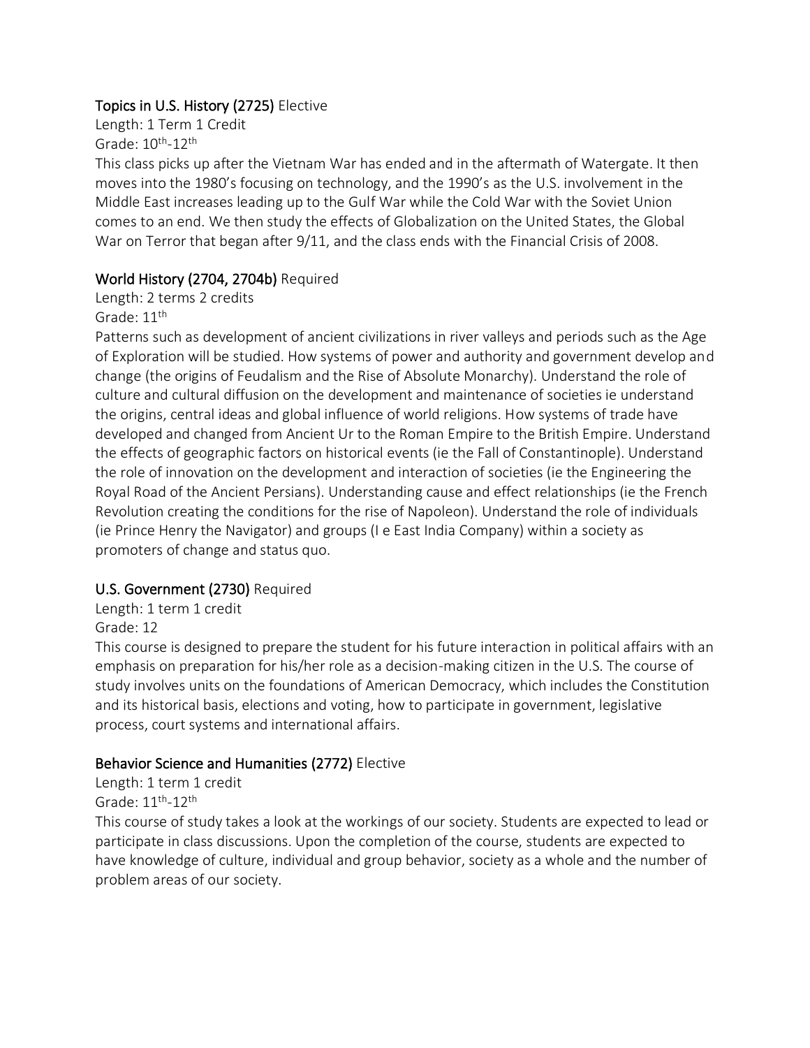### Topics in U.S. History (2725) Elective

Length: 1 Term 1 Credit
Grade: 10th-12th

This class picks up after the Vietnam War has ended and in the aftermath of Watergate. It then moves into the 1980's focusing on technology, and the 1990's as the U.S. involvement in the Middle East increases leading up to the Gulf War while the Cold War with the Soviet Union comes to an end. We then study the effects of Globalization on the United States, the Global War on Terror that began after 9/11, and the class ends with the Financial Crisis of 2008.

### World History (2704, 2704b) Required

Length: 2 terms 2 credits
Grade: 11th

Patterns such as development of ancient civilizations in river valleys and periods such as the Age of Exploration will be studied. How systems of power and authority and government develop and change (the origins of Feudalism and the Rise of Absolute Monarchy). Understand the role of culture and cultural diffusion on the development and maintenance of societies ie understand the origins, central ideas and global influence of world religions. How systems of trade have developed and changed from Ancient Ur to the Roman Empire to the British Empire. Understand the effects of geographic factors on historical events (ie the Fall of Constantinople). Understand the role of innovation on the development and interaction of societies (ie the Engineering the Royal Road of the Ancient Persians). Understanding cause and effect relationships (ie the French Revolution creating the conditions for the rise of Napoleon). Understand the role of individuals (ie Prince Henry the Navigator) and groups (I e East India Company) within a society as promoters of change and status quo.

### U.S. Government (2730) Required

Length: 1 term 1 credit
Grade: 12

This course is designed to prepare the student for his future interaction in political affairs with an emphasis on preparation for his/her role as a decision-making citizen in the U.S. The course of study involves units on the foundations of American Democracy, which includes the Constitution and its historical basis, elections and voting, how to participate in government, legislative process, court systems and international affairs.

### Behavior Science and Humanities (2772) Elective

Length: 1 term 1 credit
Grade: 11th-12th

This course of study takes a look at the workings of our society. Students are expected to lead or participate in class discussions. Upon the completion of the course, students are expected to have knowledge of culture, individual and group behavior, society as a whole and the number of problem areas of our society.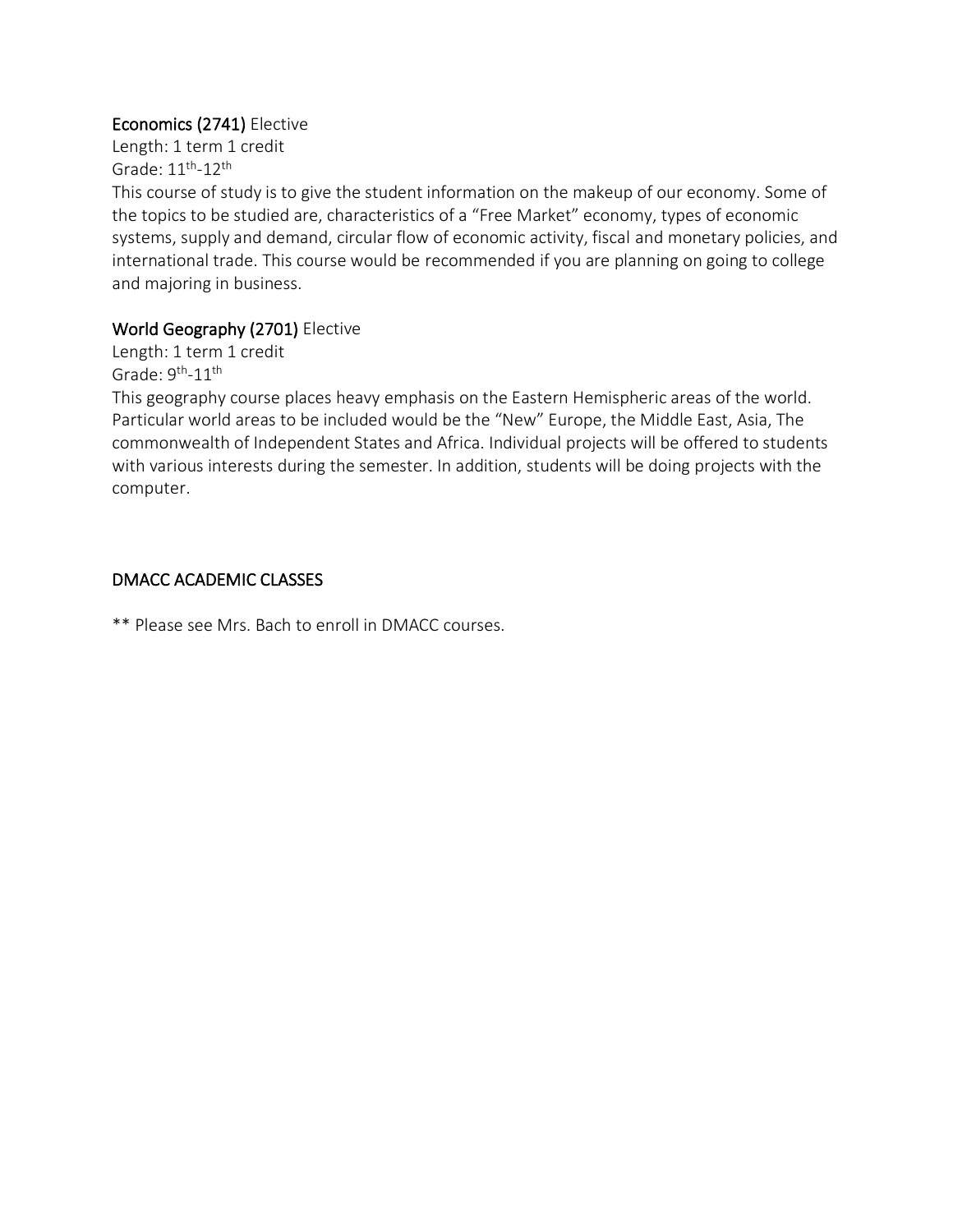### Economics (2741) Elective

Length: 1 term 1 credit

Grade: 11th-12th

This course of study is to give the student information on the makeup of our economy. Some of the topics to be studied are, characteristics of a "Free Market" economy, types of economic systems, supply and demand, circular flow of economic activity, fiscal and monetary policies, and international trade. This course would be recommended if you are planning on going to college and majoring in business.

### World Geography (2701) Elective

Length: 1 term 1 credit

Grade: 9th-11th

This geography course places heavy emphasis on the Eastern Hemispheric areas of the world. Particular world areas to be included would be the "New" Europe, the Middle East, Asia, The commonwealth of Independent States and Africa. Individual projects will be offered to students with various interests during the semester. In addition, students will be doing projects with the computer.

## DMACC ACADEMIC CLASSES

** Please see Mrs. Bach to enroll in DMACC courses.